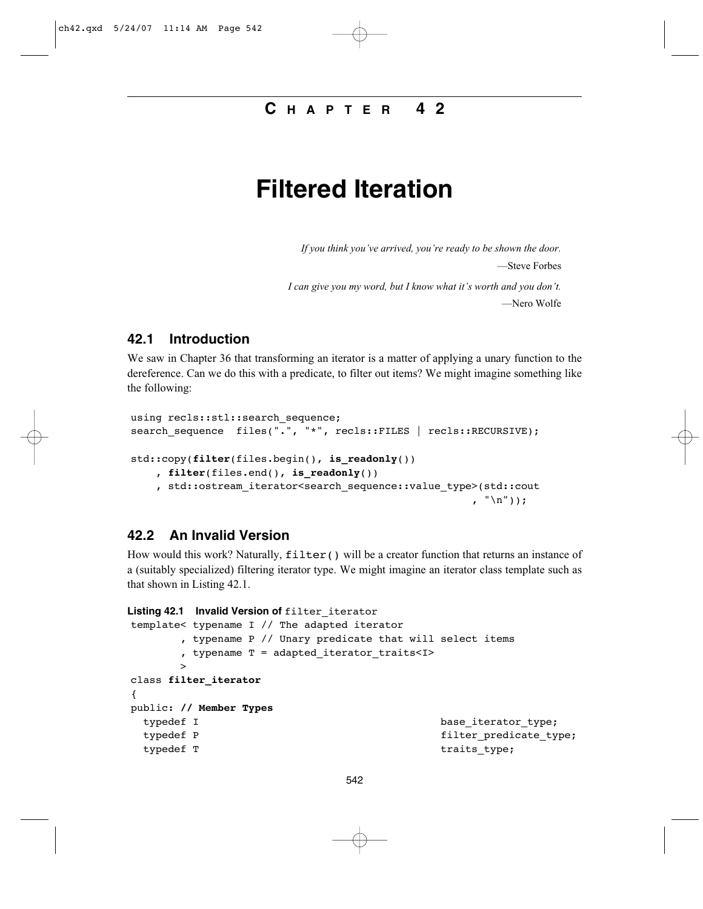# CHAPTER 42

# Filtered Iteration

*If you think you've arrived, you're ready to be shown the door.*

—Steve Forbes

*I can give you my word, but I know what it's worth and you don't.*

—Nero Wolfe

## 42.1 Introduction

We saw in Chapter 36 that transforming an iterator is a matter of applying a unary function to the dereference. Can we do this with a predicate, to filter out items? We might imagine something like the following:

```
using recls::stl::search_sequence;
search_sequence  files(".", "*", recls::FILES | recls::RECURSIVE);

std::copy(filter(files.begin(), is_readonly())
    , filter(files.end(), is_readonly())
    , std::ostream_iterator<search_sequence::value_type>(std::cout
                                                        , "\n"));
```

## 42.2 An Invalid Version

How would this work? Naturally, `filter()` will be a creator function that returns an instance of a (suitably specialized) filtering iterator type. We might imagine an iterator class template such as that shown in Listing 42.1.

**Listing 42.1 Invalid Version of** `filter_iterator`

```
template< typename I // The adapted iterator
        , typename P // Unary predicate that will select items
        , typename T = adapted_iterator_traits<I>
        >
class filter_iterator
{
public: // Member Types
  typedef I                                     base_iterator_type;
  typedef P                                     filter_predicate_type;
  typedef T                                     traits_type;
```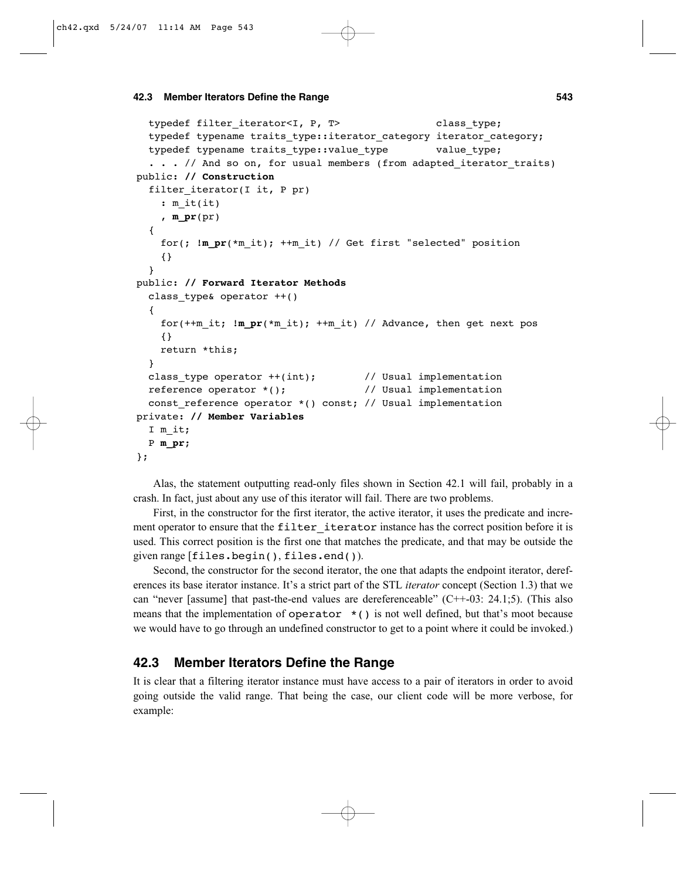```
  typedef filter_iterator<I, P, T>                class_type;
  typedef typename traits_type::iterator_category iterator_category;
  typedef typename traits_type::value_type        value_type;
  . . . // And so on, for usual members (from adapted_iterator_traits)
public: // Construction
  filter_iterator(I it, P pr)
    : m_it(it)
    , m_pr(pr)
  {
    for(; !m_pr(*m_it); ++m_it) // Get first "selected" position
    {}
  }
public: // Forward Iterator Methods
  class_type& operator ++()
  {
    for(++m_it; !m_pr(*m_it); ++m_it) // Advance, then get next pos
    {}
    return *this;
  }
  class_type operator ++(int);        // Usual implementation
  reference operator *();             // Usual implementation
  const_reference operator *() const; // Usual implementation
private: // Member Variables
  I m_it;
  P m_pr;
};
```

Alas, the statement outputting read-only files shown in Section 42.1 will fail, probably in a crash. In fact, just about any use of this iterator will fail. There are two problems.

First, in the constructor for the first iterator, the active iterator, it uses the predicate and increment operator to ensure that the `filter_iterator` instance has the correct position before it is used. This correct position is the first one that matches the predicate, and that may be outside the given range [`files.begin()`, `files.end()`).

Second, the constructor for the second iterator, the one that adapts the endpoint iterator, dereferences its base iterator instance. It's a strict part of the STL *iterator* concept (Section 1.3) that we can "never [assume] that past-the-end values are dereferenceable" (C++-03: 24.1;5). (This also means that the implementation of `operator *()` is not well defined, but that's moot because we would have to go through an undefined constructor to get to a point where it could be invoked.)

## 42.3 Member Iterators Define the Range

It is clear that a filtering iterator instance must have access to a pair of iterators in order to avoid going outside the valid range. That being the case, our client code will be more verbose, for example: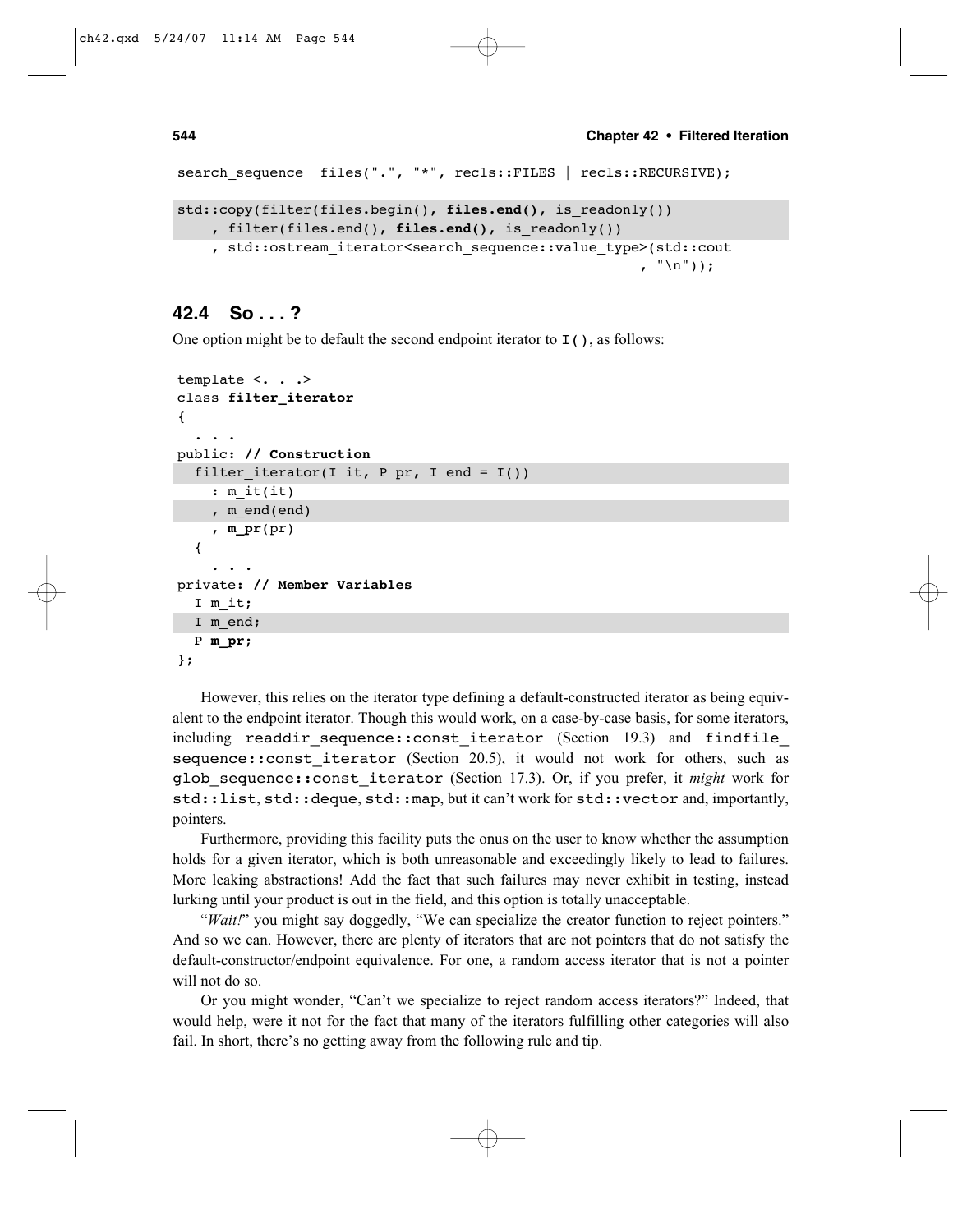```
search_sequence  files(".", "*", recls::FILES | recls::RECURSIVE);

std::copy(filter(files.begin(), files.end(), is_readonly())
    , filter(files.end(), files.end(), is_readonly())
    , std::ostream_iterator<search_sequence::value_type>(std::cout
                                                          , "\n"));
```

## 42.4 So . . . ?

One option might be to default the second endpoint iterator to `I()`, as follows:

```
template <. . .>
class filter_iterator
{
  . . .
public: // Construction
  filter_iterator(I it, P pr, I end = I())
    : m_it(it)
    , m_end(end)
    , m_pr(pr)
  {
    . . .
private: // Member Variables
  I m_it;
  I m_end;
  P m_pr;
};
```

However, this relies on the iterator type defining a default-constructed iterator as being equivalent to the endpoint iterator. Though this would work, on a case-by-case basis, for some iterators, including `readdir_sequence::const_iterator` (Section 19.3) and `findfile_sequence::const_iterator` (Section 20.5), it would not work for others, such as `glob_sequence::const_iterator` (Section 17.3). Or, if you prefer, it *might* work for `std::list`, `std::deque`, `std::map`, but it can't work for `std::vector` and, importantly, pointers.

Furthermore, providing this facility puts the onus on the user to know whether the assumption holds for a given iterator, which is both unreasonable and exceedingly likely to lead to failures. More leaking abstractions! Add the fact that such failures may never exhibit in testing, instead lurking until your product is out in the field, and this option is totally unacceptable.

"*Wait!*" you might say doggedly, "We can specialize the creator function to reject pointers." And so we can. However, there are plenty of iterators that are not pointers that do not satisfy the default-constructor/endpoint equivalence. For one, a random access iterator that is not a pointer will not do so.

Or you might wonder, "Can't we specialize to reject random access iterators?" Indeed, that would help, were it not for the fact that many of the iterators fulfilling other categories will also fail. In short, there's no getting away from the following rule and tip.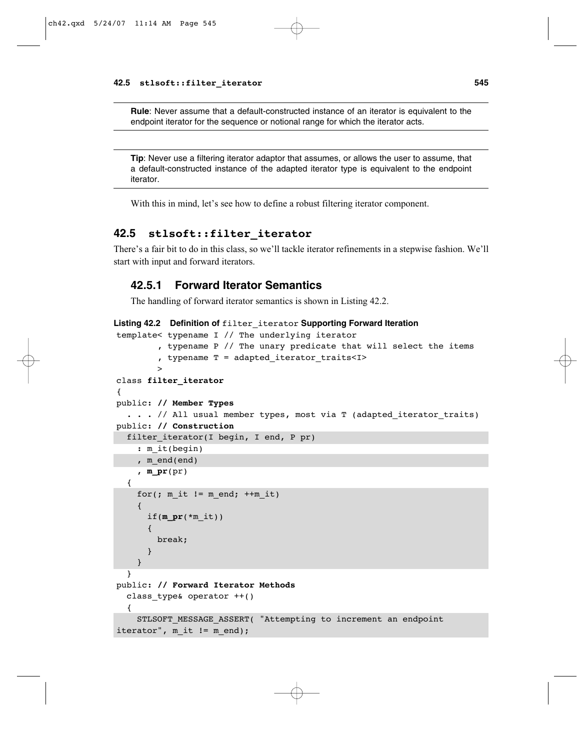**Rule**: Never assume that a default-constructed instance of an iterator is equivalent to the endpoint iterator for the sequence or notional range for which the iterator acts.

**Tip**: Never use a filtering iterator adaptor that assumes, or allows the user to assume, that a default-constructed instance of the adapted iterator type is equivalent to the endpoint iterator.

With this in mind, let's see how to define a robust filtering iterator component.

## 42.5 stlsoft::filter_iterator

There's a fair bit to do in this class, so we'll tackle iterator refinements in a stepwise fashion. We'll start with input and forward iterators.

### 42.5.1 Forward Iterator Semantics

The handling of forward iterator semantics is shown in Listing 42.2.

**Listing 42.2 Definition of filter_iterator Supporting Forward Iteration**

```
template< typename I // The underlying iterator
        , typename P // The unary predicate that will select the items
        , typename T = adapted_iterator_traits<I>
        >
class filter_iterator
{
public: // Member Types
  . . . // All usual member types, most via T (adapted_iterator_traits)
public: // Construction
  filter_iterator(I begin, I end, P pr)
    : m_it(begin)
    , m_end(end)
    , m_pr(pr)
  {
    for(; m_it != m_end; ++m_it)
    {
      if(m_pr(*m_it))
      {
        break;
      }
    }
  }
public: // Forward Iterator Methods
  class_type& operator ++()
  {
    STLSOFT_MESSAGE_ASSERT( "Attempting to increment an endpoint
iterator", m_it != m_end);
```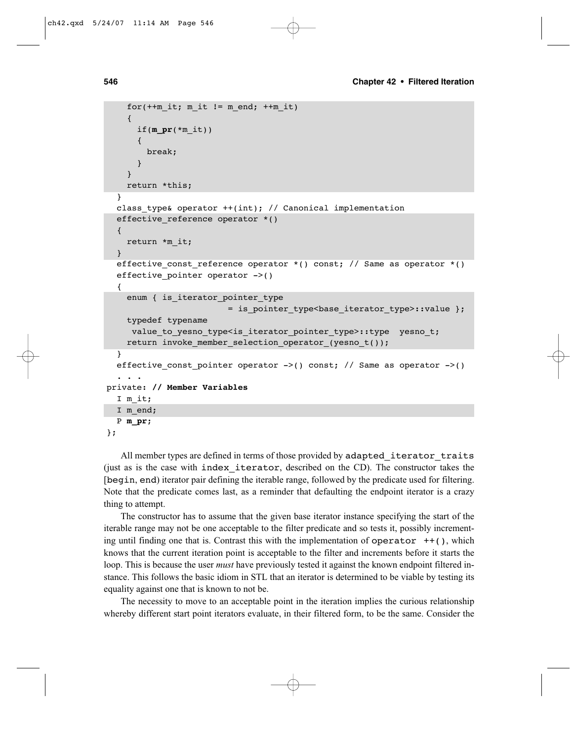```
    for(++m_it; m_it != m_end; ++m_it)
    {
      if(m_pr(*m_it))
      {
        break;
      }
    }
    return *this;
  }
  class_type& operator ++(int); // Canonical implementation
  effective_reference operator *()
  {
    return *m_it;
  }
  effective_const_reference operator *() const; // Same as operator *()
  effective_pointer operator ->()
  {
    enum { is_iterator_pointer_type
                      = is_pointer_type<base_iterator_type>::value };
    typedef typename
     value_to_yesno_type<is_iterator_pointer_type>::type  yesno_t;
    return invoke_member_selection_operator_(yesno_t());
  }
  effective_const_pointer operator ->() const; // Same as operator ->()
  . . .
private: // Member Variables
  I m_it;
  I m_end;
  P m_pr;
};
```

All member types are defined in terms of those provided by `adapted_iterator_traits` (just as is the case with `index_iterator`, described on the CD). The constructor takes the [`begin`, `end`) iterator pair defining the iterable range, followed by the predicate used for filtering. Note that the predicate comes last, as a reminder that defaulting the endpoint iterator is a crazy thing to attempt.

The constructor has to assume that the given base iterator instance specifying the start of the iterable range may not be one acceptable to the filter predicate and so tests it, possibly incrementing until finding one that is. Contrast this with the implementation of `operator ++()`, which knows that the current iteration point is acceptable to the filter and increments before it starts the loop. This is because the user *must* have previously tested it against the known endpoint filtered instance. This follows the basic idiom in STL that an iterator is determined to be viable by testing its equality against one that is known to not be.

The necessity to move to an acceptable point in the iteration implies the curious relationship whereby different start point iterators evaluate, in their filtered form, to be the same. Consider the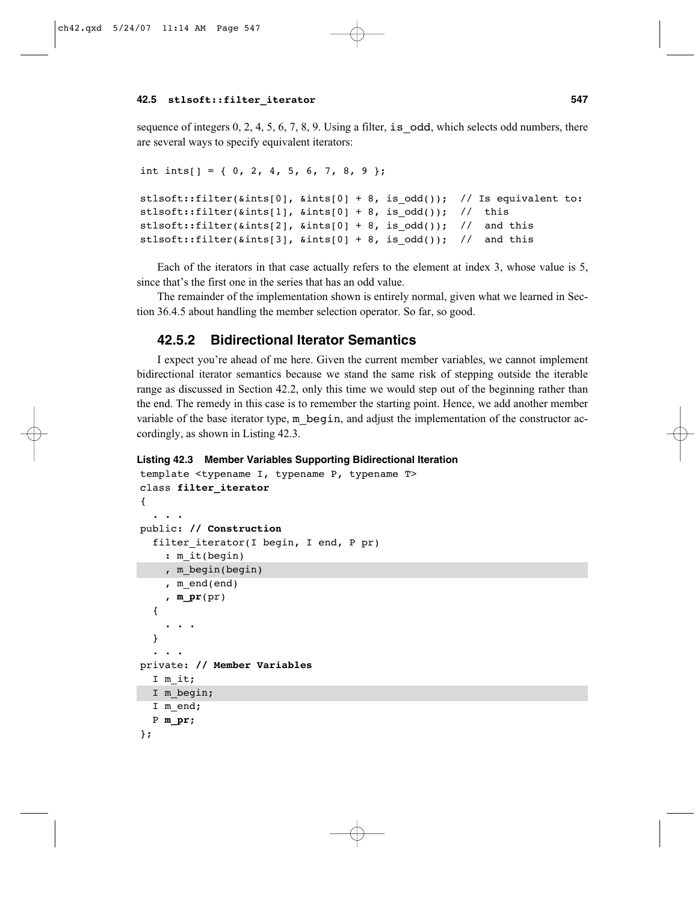sequence of integers 0, 2, 4, 5, 6, 7, 8, 9. Using a filter, is_odd, which selects odd numbers, there are several ways to specify equivalent iterators:

```
int ints[] = { 0, 2, 4, 5, 6, 7, 8, 9 };

stlsoft::filter(&ints[0], &ints[0] + 8, is_odd());  // Is equivalent to:
stlsoft::filter(&ints[1], &ints[0] + 8, is_odd());  //  this
stlsoft::filter(&ints[2], &ints[0] + 8, is_odd());  //  and this
stlsoft::filter(&ints[3], &ints[0] + 8, is_odd());  //  and this
```

Each of the iterators in that case actually refers to the element at index 3, whose value is 5, since that's the first one in the series that has an odd value.

The remainder of the implementation shown is entirely normal, given what we learned in Section 36.4.5 about handling the member selection operator. So far, so good.

### 42.5.2 Bidirectional Iterator Semantics

I expect you're ahead of me here. Given the current member variables, we cannot implement bidirectional iterator semantics because we stand the same risk of stepping outside the iterable range as discussed in Section 42.2, only this time we would step out of the beginning rather than the end. The remedy in this case is to remember the starting point. Hence, we add another member variable of the base iterator type, m_begin, and adjust the implementation of the constructor accordingly, as shown in Listing 42.3.

**Listing 42.3 Member Variables Supporting Bidirectional Iteration**

```
template <typename I, typename P, typename T>
class filter_iterator
{
  . . .
public: // Construction
  filter_iterator(I begin, I end, P pr)
    : m_it(begin)
    , m_begin(begin)
    , m_end(end)
    , m_pr(pr)
  {
    . . .
  }
  . . .
private: // Member Variables
  I m_it;
  I m_begin;
  I m_end;
  P m_pr;
};
```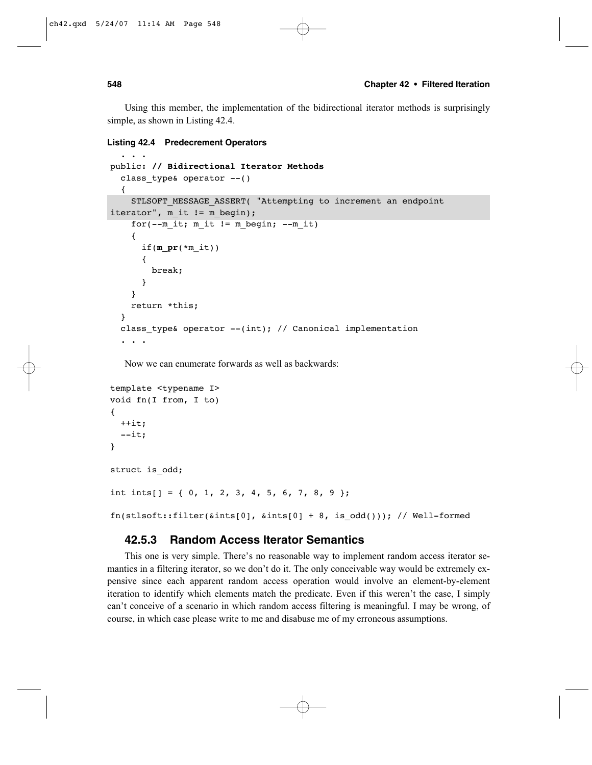Using this member, the implementation of the bidirectional iterator methods is surprisingly simple, as shown in Listing 42.4.

**Listing 42.4 Predecrement Operators**

```
  . . .
public: // Bidirectional Iterator Methods
  class_type& operator --()
  {
    STLSOFT_MESSAGE_ASSERT( "Attempting to increment an endpoint
iterator", m_it != m_begin);
    for(--m_it; m_it != m_begin; --m_it)
    {
      if(m_pr(*m_it))
      {
        break;
      }
    }
    return *this;
  }
  class_type& operator --(int); // Canonical implementation
  . . .
```

Now we can enumerate forwards as well as backwards:

```
template <typename I>
void fn(I from, I to)
{
  ++it;
  --it;
}

struct is_odd;

int ints[] = { 0, 1, 2, 3, 4, 5, 6, 7, 8, 9 };

fn(stlsoft::filter(&ints[0], &ints[0] + 8, is_odd())); // Well-formed
```

### 42.5.3 Random Access Iterator Semantics

This one is very simple. There's no reasonable way to implement random access iterator semantics in a filtering iterator, so we don't do it. The only conceivable way would be extremely expensive since each apparent random access operation would involve an element-by-element iteration to identify which elements match the predicate. Even if this weren't the case, I simply can't conceive of a scenario in which random access filtering is meaningful. I may be wrong, of course, in which case please write to me and disabuse me of my erroneous assumptions.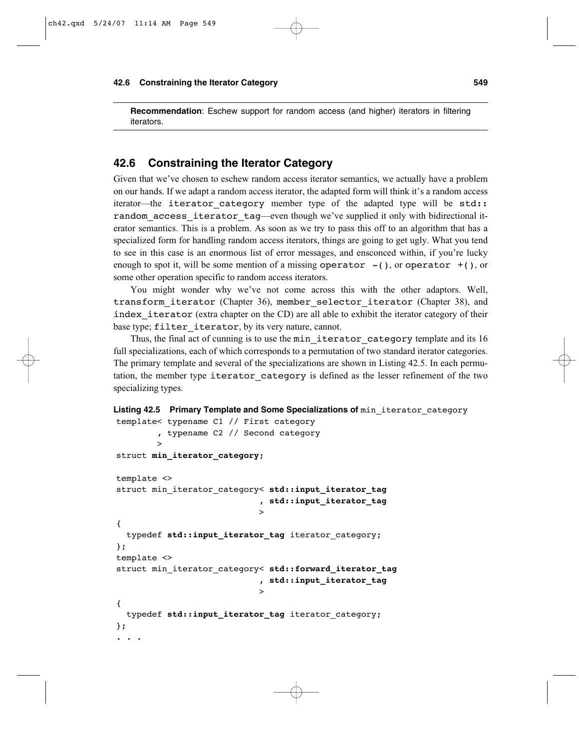**Recommendation**: Eschew support for random access (and higher) iterators in filtering iterators.

## 42.6 Constraining the Iterator Category

Given that we've chosen to eschew random access iterator semantics, we actually have a problem on our hands. If we adapt a random access iterator, the adapted form will think it's a random access iterator—the `iterator_category` member type of the adapted type will be `std::random_access_iterator_tag`—even though we've supplied it only with bidirectional iterator semantics. This is a problem. As soon as we try to pass this off to an algorithm that has a specialized form for handling random access iterators, things are going to get ugly. What you tend to see in this case is an enormous list of error messages, and ensconced within, if you're lucky enough to spot it, will be some mention of a missing `operator -()`, or `operator +()`, or some other operation specific to random access iterators.

You might wonder why we've not come across this with the other adaptors. Well, `transform_iterator` (Chapter 36), `member_selector_iterator` (Chapter 38), and `index_iterator` (extra chapter on the CD) are all able to exhibit the iterator category of their base type; `filter_iterator`, by its very nature, cannot.

Thus, the final act of cunning is to use the `min_iterator_category` template and its 16 full specializations, each of which corresponds to a permutation of two standard iterator categories. The primary template and several of the specializations are shown in Listing 42.5. In each permutation, the member type `iterator_category` is defined as the lesser refinement of the two specializing types.

**Listing 42.5 Primary Template and Some Specializations of** `min_iterator_category`

```
template< typename C1 // First category
        , typename C2 // Second category
        >
struct min_iterator_category;

template <>
struct min_iterator_category< std::input_iterator_tag
                            , std::input_iterator_tag
                            >
{
  typedef std::input_iterator_tag iterator_category;
};
template <>
struct min_iterator_category< std::forward_iterator_tag
                            , std::input_iterator_tag
                            >
{
  typedef std::input_iterator_tag iterator_category;
};
. . .
```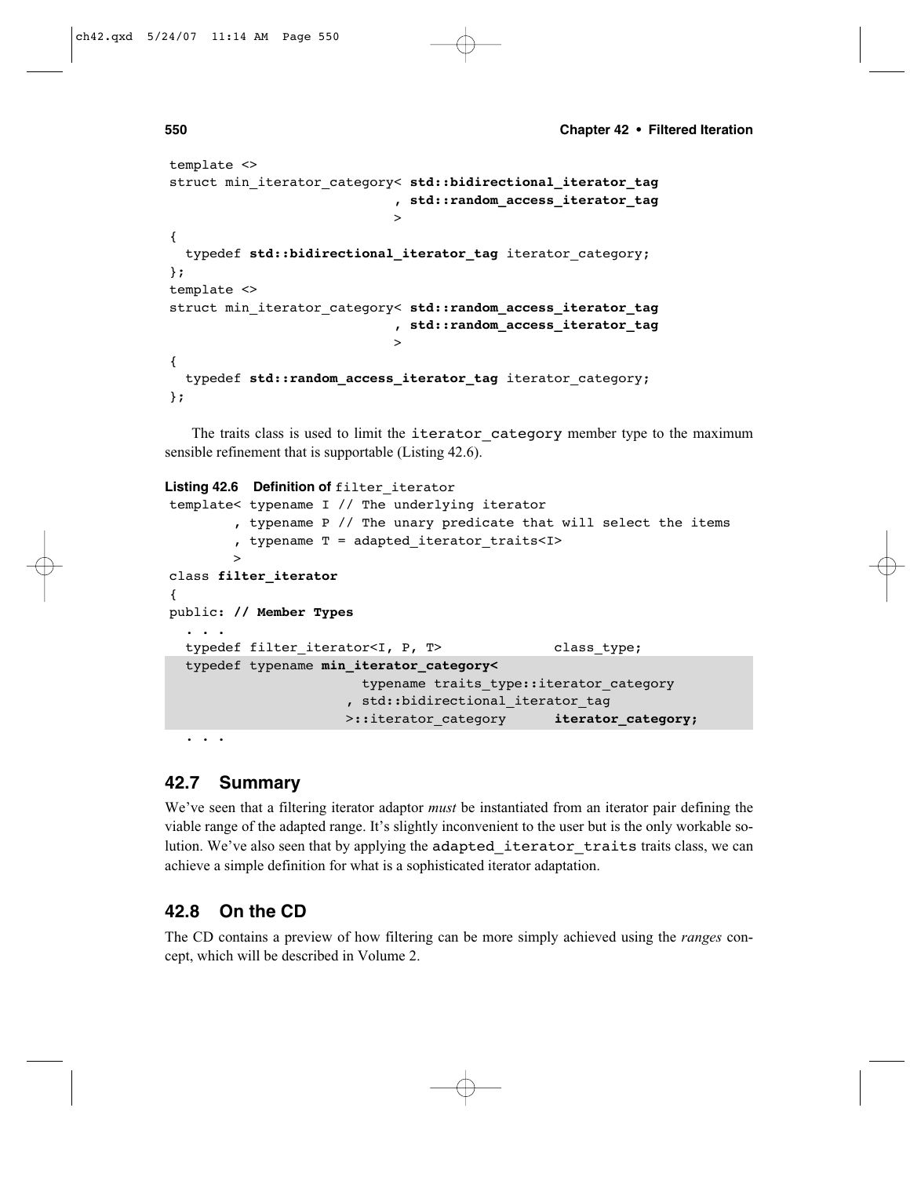```
template <>
struct min_iterator_category< std::bidirectional_iterator_tag
                            , std::random_access_iterator_tag
                            >
{
  typedef std::bidirectional_iterator_tag iterator_category;
};
template <>
struct min_iterator_category< std::random_access_iterator_tag
                            , std::random_access_iterator_tag
                            >
{
  typedef std::random_access_iterator_tag iterator_category;
};
```

The traits class is used to limit the `iterator_category` member type to the maximum sensible refinement that is supportable (Listing 42.6).

**Listing 42.6 Definition of** `filter_iterator`

```
template< typename I // The underlying iterator
        , typename P // The unary predicate that will select the items
        , typename T = adapted_iterator_traits<I>
        >
class filter_iterator
{
public: // Member Types
  . . .
  typedef filter_iterator<I, P, T>              class_type;
  typedef typename min_iterator_category<
                       typename traits_type::iterator_category
                     , std::bidirectional_iterator_tag
                     >::iterator_category      iterator_category;
  . . .
```

## 42.7 Summary

We've seen that a filtering iterator adaptor *must* be instantiated from an iterator pair defining the viable range of the adapted range. It's slightly inconvenient to the user but is the only workable solution. We've also seen that by applying the `adapted_iterator_traits` traits class, we can achieve a simple definition for what is a sophisticated iterator adaptation.

## 42.8 On the CD

The CD contains a preview of how filtering can be more simply achieved using the *ranges* concept, which will be described in Volume 2.